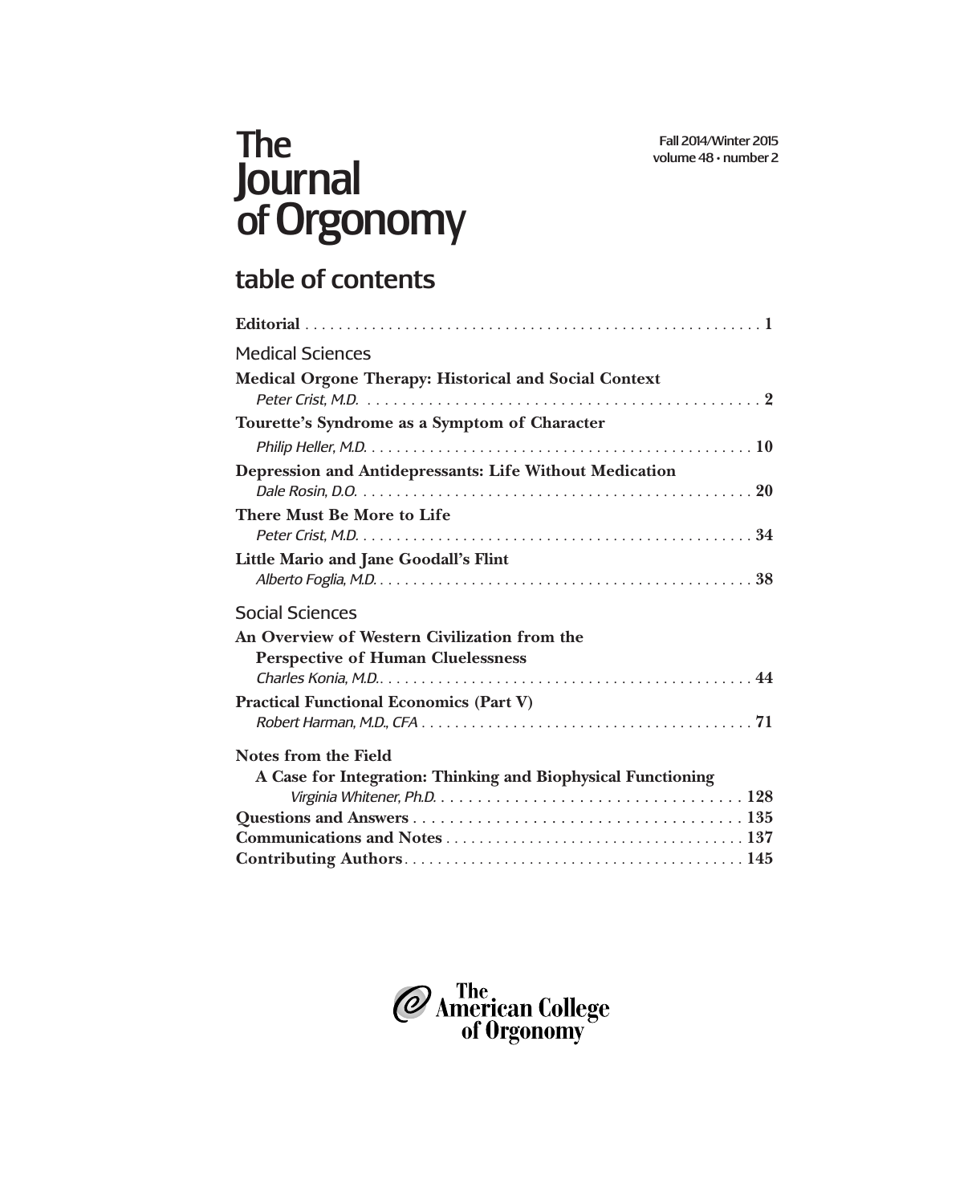# The Journal of Orgonomy

Fall 2014/Winter 2015
volume 48 • number 2

## table of contents

**Editorial** . . . . . . . . . . . . . . . . . . . . . . . . . . . . . . . . . . . . . . . . . . . . . . . . . . . . . . . **1**

### Medical Sciences

**Medical Orgone Therapy: Historical and Social Context**
*Peter Crist, M.D.* . . . . . . . . . . . . . . . . . . . . . . . . . . . . . . . . . . . . . . . . . . . . . . **2**

**Tourette's Syndrome as a Symptom of Character**
*Philip Heller, M.D.* . . . . . . . . . . . . . . . . . . . . . . . . . . . . . . . . . . . . . . . . . . . . . **10**

**Depression and Antidepressants: Life Without Medication**
*Dale Rosin, D.O.* . . . . . . . . . . . . . . . . . . . . . . . . . . . . . . . . . . . . . . . . . . . . . . **20**

**There Must Be More to Life**
*Peter Crist, M.D.* . . . . . . . . . . . . . . . . . . . . . . . . . . . . . . . . . . . . . . . . . . . . . . **34**

**Little Mario and Jane Goodall's Flint**
*Alberto Foglia, M.D.* . . . . . . . . . . . . . . . . . . . . . . . . . . . . . . . . . . . . . . . . . . . . **38**

### Social Sciences

**An Overview of Western Civilization from the Perspective of Human Cluelessness**
*Charles Konia, M.D.* . . . . . . . . . . . . . . . . . . . . . . . . . . . . . . . . . . . . . . . . . . . . . **44**

**Practical Functional Economics (Part V)**
*Robert Harman, M.D., CFA* . . . . . . . . . . . . . . . . . . . . . . . . . . . . . . . . . . . . . . . **71**

**Notes from the Field**
**A Case for Integration: Thinking and Biophysical Functioning**
*Virginia Whitener, Ph.D.* . . . . . . . . . . . . . . . . . . . . . . . . . . . . . . . . . . . . **128**

**Questions and Answers** . . . . . . . . . . . . . . . . . . . . . . . . . . . . . . . . . . . . . **135**

**Communications and Notes** . . . . . . . . . . . . . . . . . . . . . . . . . . . . . . . . . . . **137**

**Contributing Authors** . . . . . . . . . . . . . . . . . . . . . . . . . . . . . . . . . . . . . . . . **145**

The American College of Orgonomy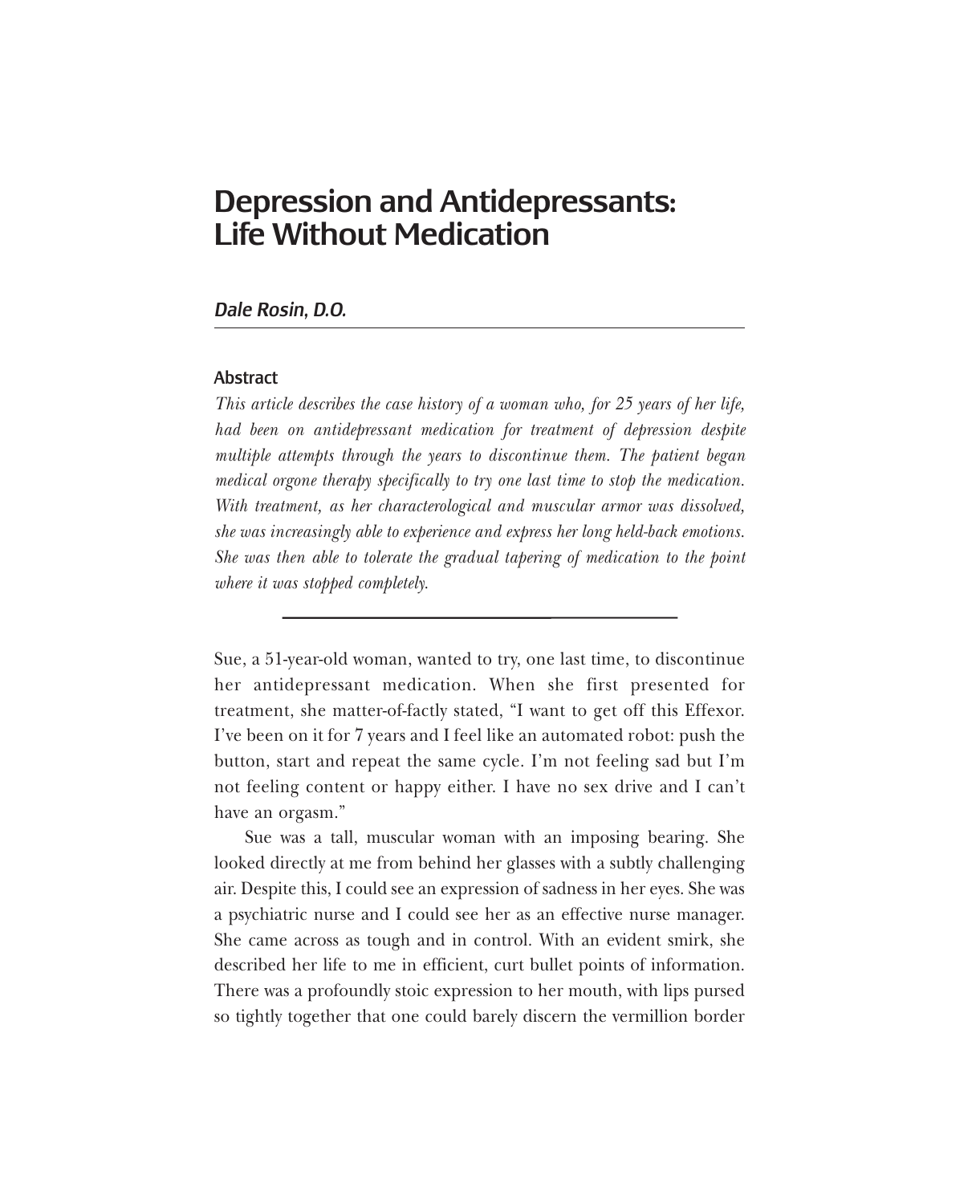# Depression and Antidepressants: Life Without Medication

### *Dale Rosin, D.O.*

#### Abstract

*This article describes the case history of a woman who, for 25 years of her life, had been on antidepressant medication for treatment of depression despite multiple attempts through the years to discontinue them. The patient began medical orgone therapy specifically to try one last time to stop the medication. With treatment, as her characterological and muscular armor was dissolved, she was increasingly able to experience and express her long held-back emotions. She was then able to tolerate the gradual tapering of medication to the point where it was stopped completely.*

---

Sue, a 51-year-old woman, wanted to try, one last time, to discontinue her antidepressant medication. When she first presented for treatment, she matter-of-factly stated, "I want to get off this Effexor. I've been on it for 7 years and I feel like an automated robot: push the button, start and repeat the same cycle. I'm not feeling sad but I'm not feeling content or happy either. I have no sex drive and I can't have an orgasm."

Sue was a tall, muscular woman with an imposing bearing. She looked directly at me from behind her glasses with a subtly challenging air. Despite this, I could see an expression of sadness in her eyes. She was a psychiatric nurse and I could see her as an effective nurse manager. She came across as tough and in control. With an evident smirk, she described her life to me in efficient, curt bullet points of information. There was a profoundly stoic expression to her mouth, with lips pursed so tightly together that one could barely discern the vermillion border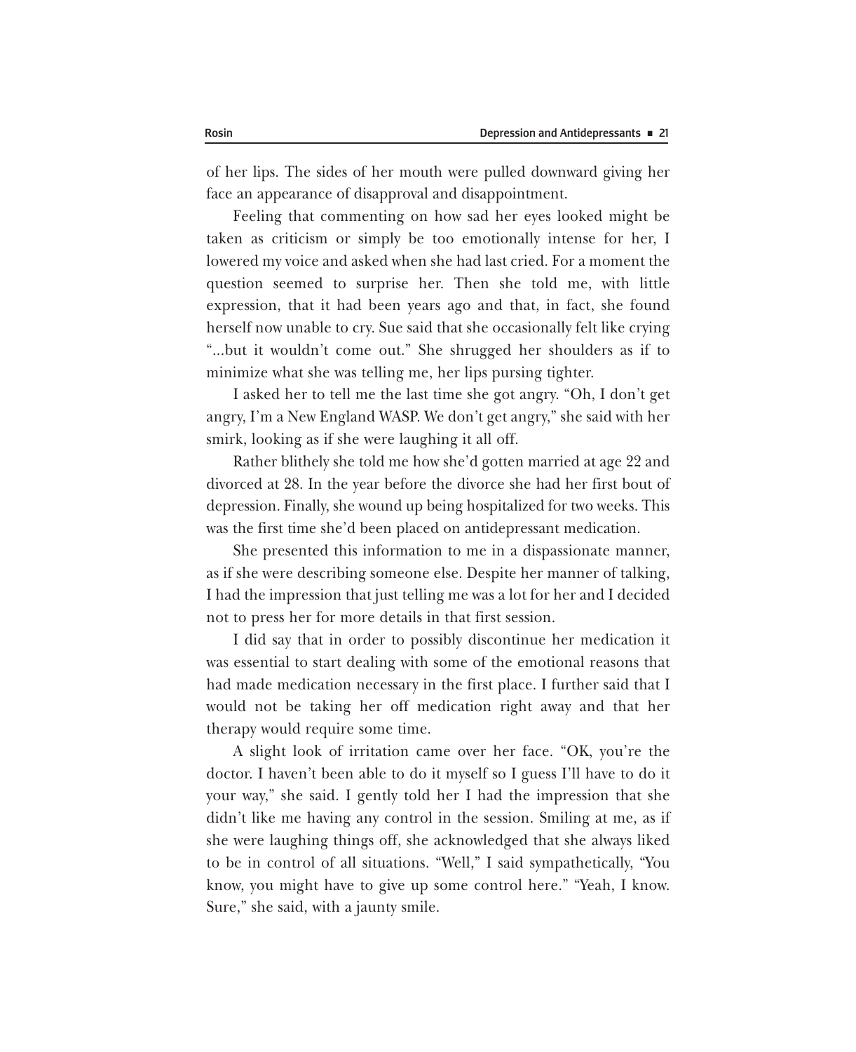of her lips. The sides of her mouth were pulled downward giving her face an appearance of disapproval and disappointment.

Feeling that commenting on how sad her eyes looked might be taken as criticism or simply be too emotionally intense for her, I lowered my voice and asked when she had last cried. For a moment the question seemed to surprise her. Then she told me, with little expression, that it had been years ago and that, in fact, she found herself now unable to cry. Sue said that she occasionally felt like crying "...but it wouldn't come out." She shrugged her shoulders as if to minimize what she was telling me, her lips pursing tighter.

I asked her to tell me the last time she got angry. "Oh, I don't get angry, I'm a New England WASP. We don't get angry," she said with her smirk, looking as if she were laughing it all off.

Rather blithely she told me how she'd gotten married at age 22 and divorced at 28. In the year before the divorce she had her first bout of depression. Finally, she wound up being hospitalized for two weeks. This was the first time she'd been placed on antidepressant medication.

She presented this information to me in a dispassionate manner, as if she were describing someone else. Despite her manner of talking, I had the impression that just telling me was a lot for her and I decided not to press her for more details in that first session.

I did say that in order to possibly discontinue her medication it was essential to start dealing with some of the emotional reasons that had made medication necessary in the first place. I further said that I would not be taking her off medication right away and that her therapy would require some time.

A slight look of irritation came over her face. "OK, you're the doctor. I haven't been able to do it myself so I guess I'll have to do it your way," she said. I gently told her I had the impression that she didn't like me having any control in the session. Smiling at me, as if she were laughing things off, she acknowledged that she always liked to be in control of all situations. "Well," I said sympathetically, "You know, you might have to give up some control here." "Yeah, I know. Sure," she said, with a jaunty smile.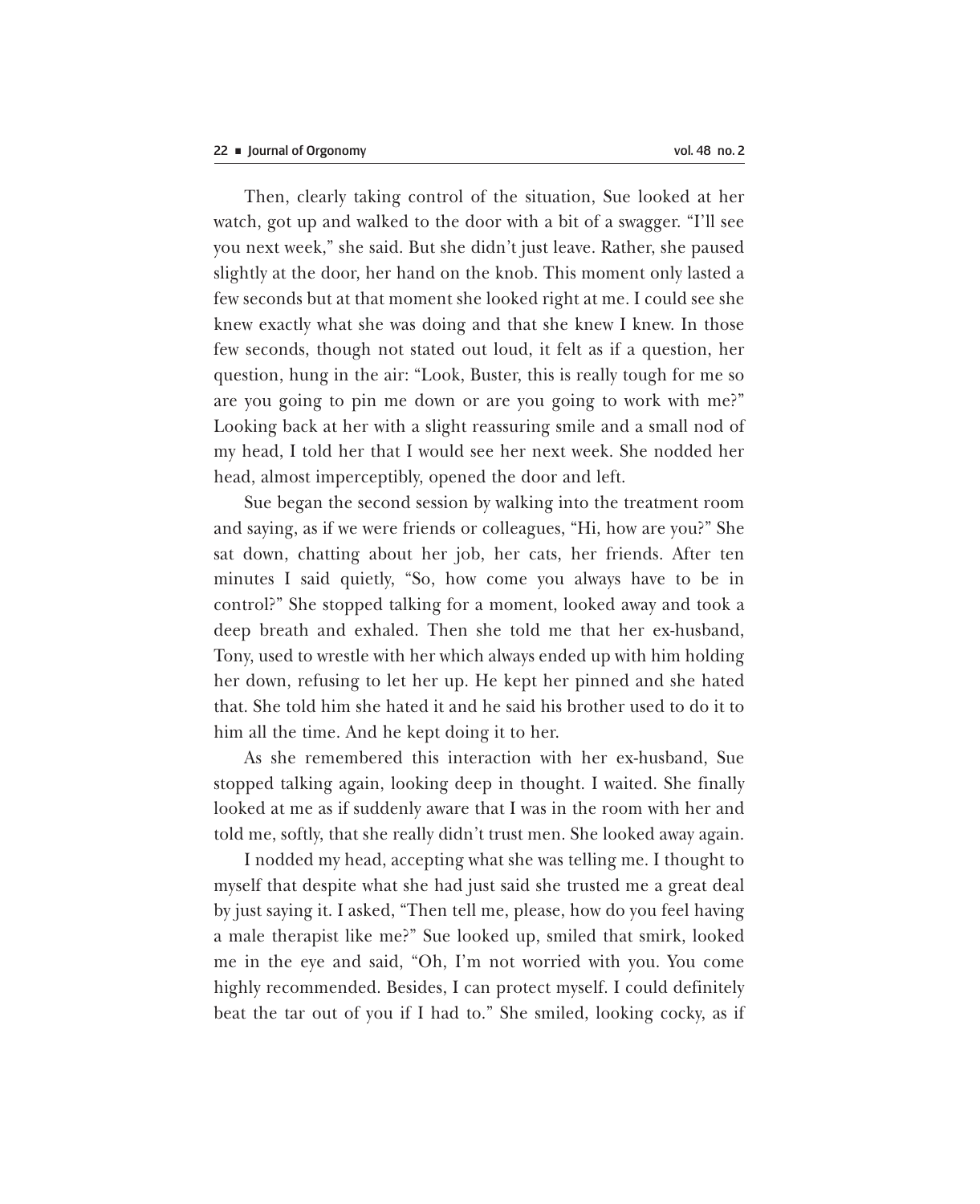Then, clearly taking control of the situation, Sue looked at her watch, got up and walked to the door with a bit of a swagger. "I'll see you next week," she said. But she didn't just leave. Rather, she paused slightly at the door, her hand on the knob. This moment only lasted a few seconds but at that moment she looked right at me. I could see she knew exactly what she was doing and that she knew I knew. In those few seconds, though not stated out loud, it felt as if a question, her question, hung in the air: "Look, Buster, this is really tough for me so are you going to pin me down or are you going to work with me?" Looking back at her with a slight reassuring smile and a small nod of my head, I told her that I would see her next week. She nodded her head, almost imperceptibly, opened the door and left.

Sue began the second session by walking into the treatment room and saying, as if we were friends or colleagues, "Hi, how are you?" She sat down, chatting about her job, her cats, her friends. After ten minutes I said quietly, "So, how come you always have to be in control?" She stopped talking for a moment, looked away and took a deep breath and exhaled. Then she told me that her ex-husband, Tony, used to wrestle with her which always ended up with him holding her down, refusing to let her up. He kept her pinned and she hated that. She told him she hated it and he said his brother used to do it to him all the time. And he kept doing it to her.

As she remembered this interaction with her ex-husband, Sue stopped talking again, looking deep in thought. I waited. She finally looked at me as if suddenly aware that I was in the room with her and told me, softly, that she really didn't trust men. She looked away again.

I nodded my head, accepting what she was telling me. I thought to myself that despite what she had just said she trusted me a great deal by just saying it. I asked, "Then tell me, please, how do you feel having a male therapist like me?" Sue looked up, smiled that smirk, looked me in the eye and said, "Oh, I'm not worried with you. You come highly recommended. Besides, I can protect myself. I could definitely beat the tar out of you if I had to." She smiled, looking cocky, as if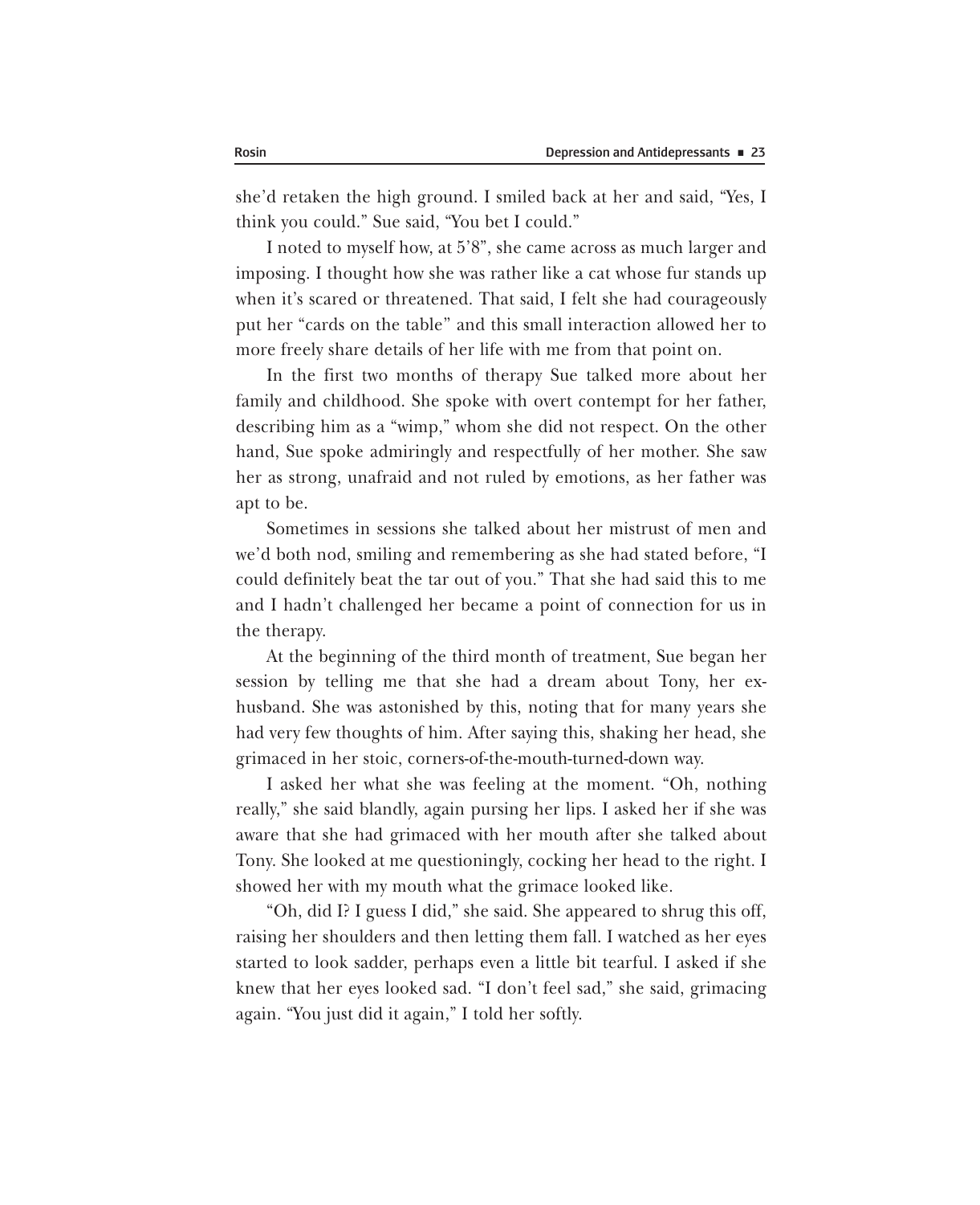she'd retaken the high ground. I smiled back at her and said, "Yes, I think you could." Sue said, "You bet I could."

I noted to myself how, at 5'8", she came across as much larger and imposing. I thought how she was rather like a cat whose fur stands up when it's scared or threatened. That said, I felt she had courageously put her "cards on the table" and this small interaction allowed her to more freely share details of her life with me from that point on.

In the first two months of therapy Sue talked more about her family and childhood. She spoke with overt contempt for her father, describing him as a "wimp," whom she did not respect. On the other hand, Sue spoke admiringly and respectfully of her mother. She saw her as strong, unafraid and not ruled by emotions, as her father was apt to be.

Sometimes in sessions she talked about her mistrust of men and we'd both nod, smiling and remembering as she had stated before, "I could definitely beat the tar out of you." That she had said this to me and I hadn't challenged her became a point of connection for us in the therapy.

At the beginning of the third month of treatment, Sue began her session by telling me that she had a dream about Tony, her ex-husband. She was astonished by this, noting that for many years she had very few thoughts of him. After saying this, shaking her head, she grimaced in her stoic, corners-of-the-mouth-turned-down way.

I asked her what she was feeling at the moment. "Oh, nothing really," she said blandly, again pursing her lips. I asked her if she was aware that she had grimaced with her mouth after she talked about Tony. She looked at me questioningly, cocking her head to the right. I showed her with my mouth what the grimace looked like.

"Oh, did I? I guess I did," she said. She appeared to shrug this off, raising her shoulders and then letting them fall. I watched as her eyes started to look sadder, perhaps even a little bit tearful. I asked if she knew that her eyes looked sad. "I don't feel sad," she said, grimacing again. "You just did it again," I told her softly.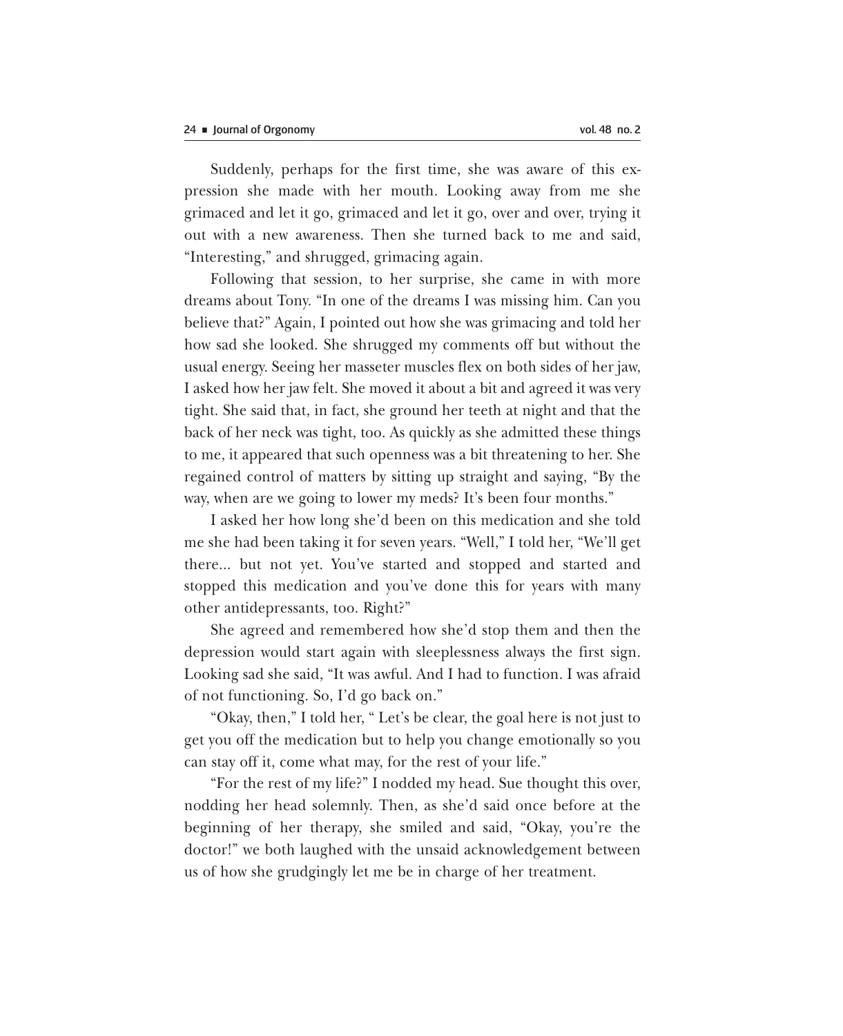Suddenly, perhaps for the first time, she was aware of this expression she made with her mouth. Looking away from me she grimaced and let it go, grimaced and let it go, over and over, trying it out with a new awareness. Then she turned back to me and said, "Interesting," and shrugged, grimacing again.

Following that session, to her surprise, she came in with more dreams about Tony. "In one of the dreams I was missing him. Can you believe that?" Again, I pointed out how she was grimacing and told her how sad she looked. She shrugged my comments off but without the usual energy. Seeing her masseter muscles flex on both sides of her jaw, I asked how her jaw felt. She moved it about a bit and agreed it was very tight. She said that, in fact, she ground her teeth at night and that the back of her neck was tight, too. As quickly as she admitted these things to me, it appeared that such openness was a bit threatening to her. She regained control of matters by sitting up straight and saying, "By the way, when are we going to lower my meds? It's been four months."

I asked her how long she'd been on this medication and she told me she had been taking it for seven years. "Well," I told her, "We'll get there... but not yet. You've started and stopped and started and stopped this medication and you've done this for years with many other antidepressants, too. Right?"

She agreed and remembered how she'd stop them and then the depression would start again with sleeplessness always the first sign. Looking sad she said, "It was awful. And I had to function. I was afraid of not functioning. So, I'd go back on."

"Okay, then," I told her, " Let's be clear, the goal here is not just to get you off the medication but to help you change emotionally so you can stay off it, come what may, for the rest of your life."

"For the rest of my life?" I nodded my head. Sue thought this over, nodding her head solemnly. Then, as she'd said once before at the beginning of her therapy, she smiled and said, "Okay, you're the doctor!" we both laughed with the unsaid acknowledgement between us of how she grudgingly let me be in charge of her treatment.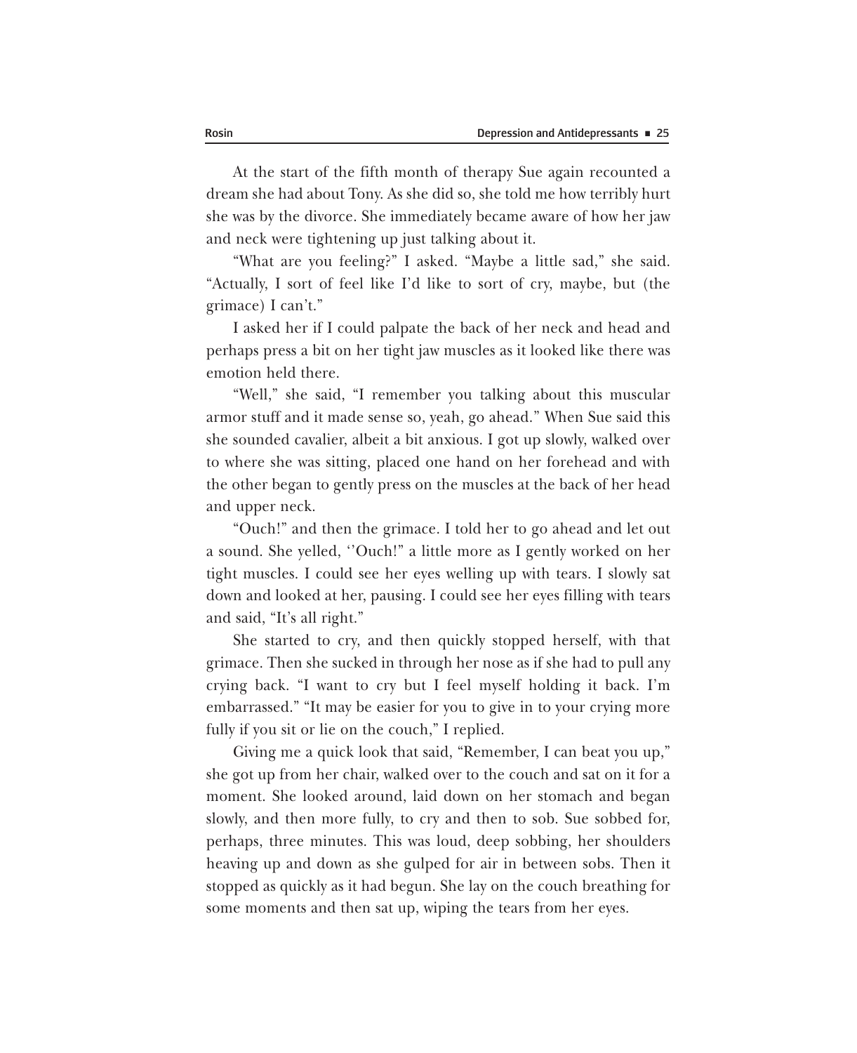At the start of the fifth month of therapy Sue again recounted a dream she had about Tony. As she did so, she told me how terribly hurt she was by the divorce. She immediately became aware of how her jaw and neck were tightening up just talking about it.

"What are you feeling?" I asked. "Maybe a little sad," she said. "Actually, I sort of feel like I'd like to sort of cry, maybe, but (the grimace) I can't."

I asked her if I could palpate the back of her neck and head and perhaps press a bit on her tight jaw muscles as it looked like there was emotion held there.

"Well," she said, "I remember you talking about this muscular armor stuff and it made sense so, yeah, go ahead." When Sue said this she sounded cavalier, albeit a bit anxious. I got up slowly, walked over to where she was sitting, placed one hand on her forehead and with the other began to gently press on the muscles at the back of her head and upper neck.

"Ouch!" and then the grimace. I told her to go ahead and let out a sound. She yelled, ''Ouch!" a little more as I gently worked on her tight muscles. I could see her eyes welling up with tears. I slowly sat down and looked at her, pausing. I could see her eyes filling with tears and said, "It's all right."

She started to cry, and then quickly stopped herself, with that grimace. Then she sucked in through her nose as if she had to pull any crying back. "I want to cry but I feel myself holding it back. I'm embarrassed." "It may be easier for you to give in to your crying more fully if you sit or lie on the couch," I replied.

Giving me a quick look that said, "Remember, I can beat you up," she got up from her chair, walked over to the couch and sat on it for a moment. She looked around, laid down on her stomach and began slowly, and then more fully, to cry and then to sob. Sue sobbed for, perhaps, three minutes. This was loud, deep sobbing, her shoulders heaving up and down as she gulped for air in between sobs. Then it stopped as quickly as it had begun. She lay on the couch breathing for some moments and then sat up, wiping the tears from her eyes.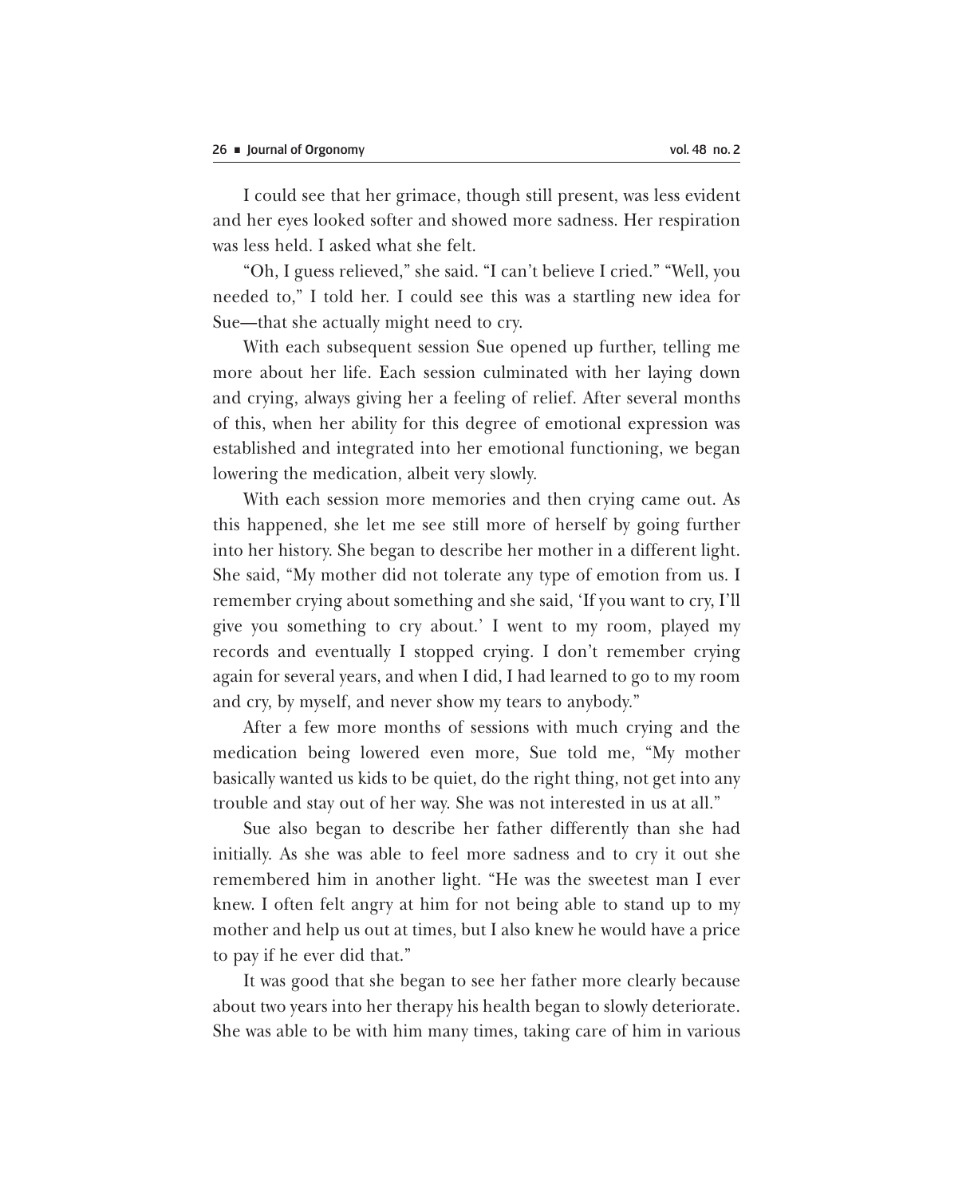I could see that her grimace, though still present, was less evident and her eyes looked softer and showed more sadness. Her respiration was less held. I asked what she felt.

"Oh, I guess relieved," she said. "I can't believe I cried." "Well, you needed to," I told her. I could see this was a startling new idea for Sue—that she actually might need to cry.

With each subsequent session Sue opened up further, telling me more about her life. Each session culminated with her laying down and crying, always giving her a feeling of relief. After several months of this, when her ability for this degree of emotional expression was established and integrated into her emotional functioning, we began lowering the medication, albeit very slowly.

With each session more memories and then crying came out. As this happened, she let me see still more of herself by going further into her history. She began to describe her mother in a different light. She said, "My mother did not tolerate any type of emotion from us. I remember crying about something and she said, 'If you want to cry, I'll give you something to cry about.' I went to my room, played my records and eventually I stopped crying. I don't remember crying again for several years, and when I did, I had learned to go to my room and cry, by myself, and never show my tears to anybody."

After a few more months of sessions with much crying and the medication being lowered even more, Sue told me, "My mother basically wanted us kids to be quiet, do the right thing, not get into any trouble and stay out of her way. She was not interested in us at all."

Sue also began to describe her father differently than she had initially. As she was able to feel more sadness and to cry it out she remembered him in another light. "He was the sweetest man I ever knew. I often felt angry at him for not being able to stand up to my mother and help us out at times, but I also knew he would have a price to pay if he ever did that."

It was good that she began to see her father more clearly because about two years into her therapy his health began to slowly deteriorate. She was able to be with him many times, taking care of him in various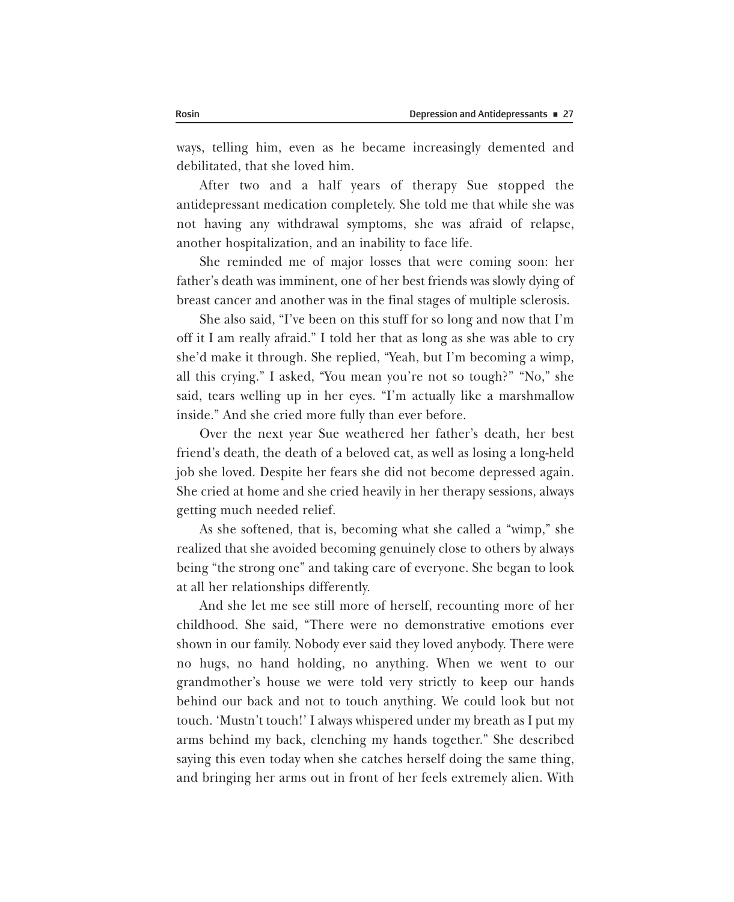ways, telling him, even as he became increasingly demented and debilitated, that she loved him.

After two and a half years of therapy Sue stopped the antidepressant medication completely. She told me that while she was not having any withdrawal symptoms, she was afraid of relapse, another hospitalization, and an inability to face life.

She reminded me of major losses that were coming soon: her father's death was imminent, one of her best friends was slowly dying of breast cancer and another was in the final stages of multiple sclerosis.

She also said, "I've been on this stuff for so long and now that I'm off it I am really afraid." I told her that as long as she was able to cry she'd make it through. She replied, "Yeah, but I'm becoming a wimp, all this crying." I asked, "You mean you're not so tough?" "No," she said, tears welling up in her eyes. "I'm actually like a marshmallow inside." And she cried more fully than ever before.

Over the next year Sue weathered her father's death, her best friend's death, the death of a beloved cat, as well as losing a long-held job she loved. Despite her fears she did not become depressed again. She cried at home and she cried heavily in her therapy sessions, always getting much needed relief.

As she softened, that is, becoming what she called a "wimp," she realized that she avoided becoming genuinely close to others by always being "the strong one" and taking care of everyone. She began to look at all her relationships differently.

And she let me see still more of herself, recounting more of her childhood. She said, "There were no demonstrative emotions ever shown in our family. Nobody ever said they loved anybody. There were no hugs, no hand holding, no anything. When we went to our grandmother's house we were told very strictly to keep our hands behind our back and not to touch anything. We could look but not touch. 'Mustn't touch!' I always whispered under my breath as I put my arms behind my back, clenching my hands together." She described saying this even today when she catches herself doing the same thing, and bringing her arms out in front of her feels extremely alien. With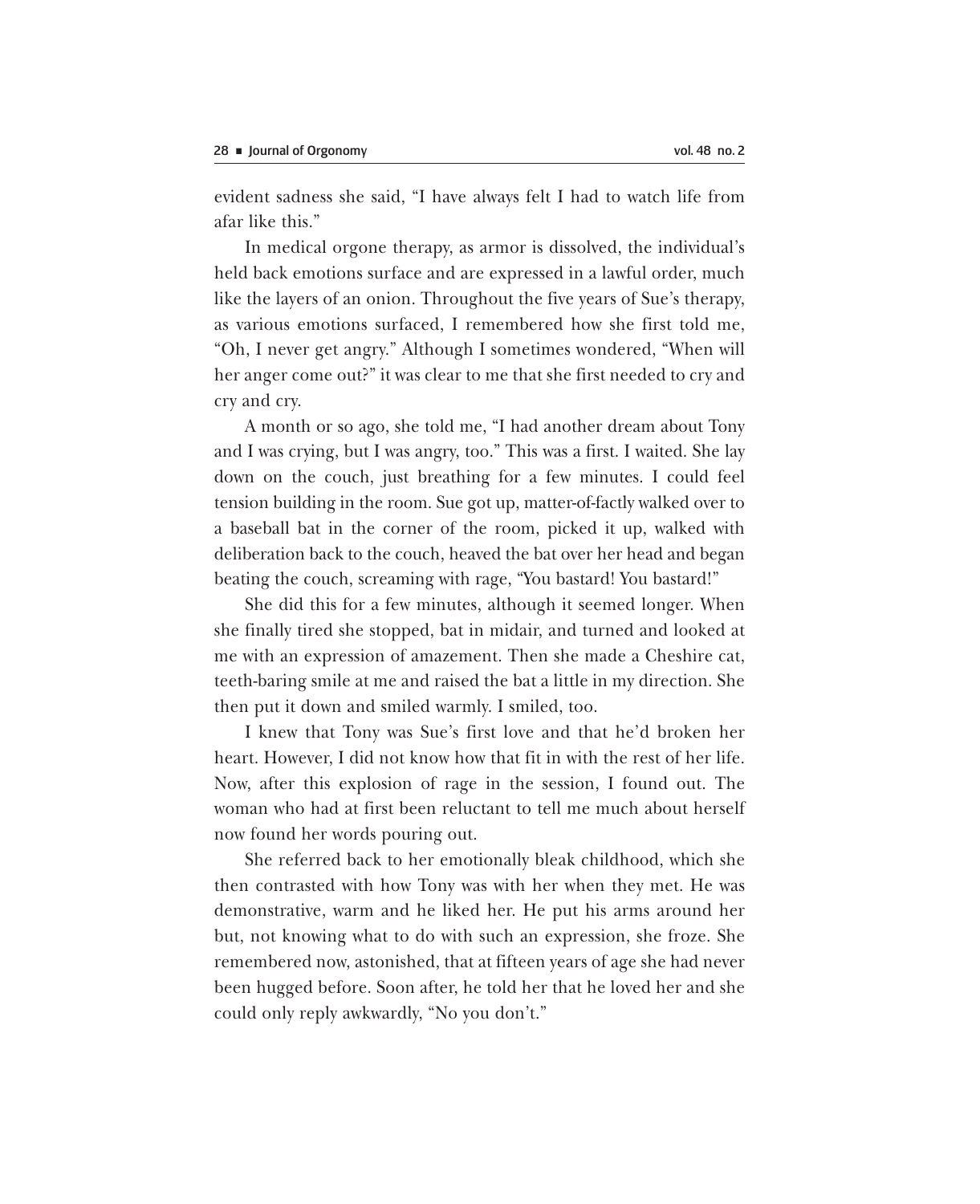evident sadness she said, "I have always felt I had to watch life from afar like this."

In medical orgone therapy, as armor is dissolved, the individual's held back emotions surface and are expressed in a lawful order, much like the layers of an onion. Throughout the five years of Sue's therapy, as various emotions surfaced, I remembered how she first told me, "Oh, I never get angry." Although I sometimes wondered, "When will her anger come out?" it was clear to me that she first needed to cry and cry and cry.

A month or so ago, she told me, "I had another dream about Tony and I was crying, but I was angry, too." This was a first. I waited. She lay down on the couch, just breathing for a few minutes. I could feel tension building in the room. Sue got up, matter-of-factly walked over to a baseball bat in the corner of the room, picked it up, walked with deliberation back to the couch, heaved the bat over her head and began beating the couch, screaming with rage, "You bastard! You bastard!"

She did this for a few minutes, although it seemed longer. When she finally tired she stopped, bat in midair, and turned and looked at me with an expression of amazement. Then she made a Cheshire cat, teeth-baring smile at me and raised the bat a little in my direction. She then put it down and smiled warmly. I smiled, too.

I knew that Tony was Sue's first love and that he'd broken her heart. However, I did not know how that fit in with the rest of her life. Now, after this explosion of rage in the session, I found out. The woman who had at first been reluctant to tell me much about herself now found her words pouring out.

She referred back to her emotionally bleak childhood, which she then contrasted with how Tony was with her when they met. He was demonstrative, warm and he liked her. He put his arms around her but, not knowing what to do with such an expression, she froze. She remembered now, astonished, that at fifteen years of age she had never been hugged before. Soon after, he told her that he loved her and she could only reply awkwardly, "No you don't."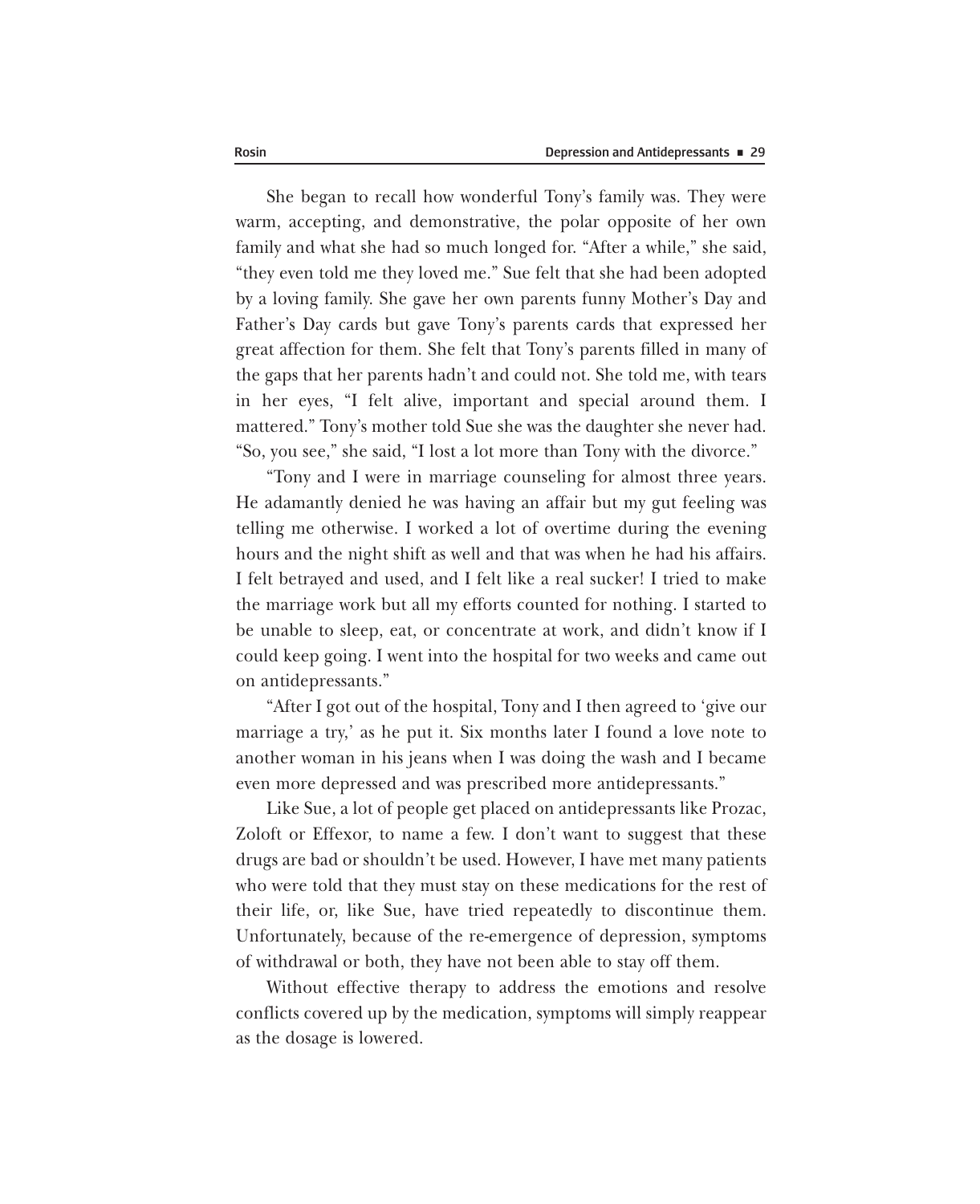She began to recall how wonderful Tony's family was. They were warm, accepting, and demonstrative, the polar opposite of her own family and what she had so much longed for. "After a while," she said, "they even told me they loved me." Sue felt that she had been adopted by a loving family. She gave her own parents funny Mother's Day and Father's Day cards but gave Tony's parents cards that expressed her great affection for them. She felt that Tony's parents filled in many of the gaps that her parents hadn't and could not. She told me, with tears in her eyes, "I felt alive, important and special around them. I mattered." Tony's mother told Sue she was the daughter she never had. "So, you see," she said, "I lost a lot more than Tony with the divorce."

"Tony and I were in marriage counseling for almost three years. He adamantly denied he was having an affair but my gut feeling was telling me otherwise. I worked a lot of overtime during the evening hours and the night shift as well and that was when he had his affairs. I felt betrayed and used, and I felt like a real sucker! I tried to make the marriage work but all my efforts counted for nothing. I started to be unable to sleep, eat, or concentrate at work, and didn't know if I could keep going. I went into the hospital for two weeks and came out on antidepressants."

"After I got out of the hospital, Tony and I then agreed to 'give our marriage a try,' as he put it. Six months later I found a love note to another woman in his jeans when I was doing the wash and I became even more depressed and was prescribed more antidepressants."

Like Sue, a lot of people get placed on antidepressants like Prozac, Zoloft or Effexor, to name a few. I don't want to suggest that these drugs are bad or shouldn't be used. However, I have met many patients who were told that they must stay on these medications for the rest of their life, or, like Sue, have tried repeatedly to discontinue them. Unfortunately, because of the re-emergence of depression, symptoms of withdrawal or both, they have not been able to stay off them.

Without effective therapy to address the emotions and resolve conflicts covered up by the medication, symptoms will simply reappear as the dosage is lowered.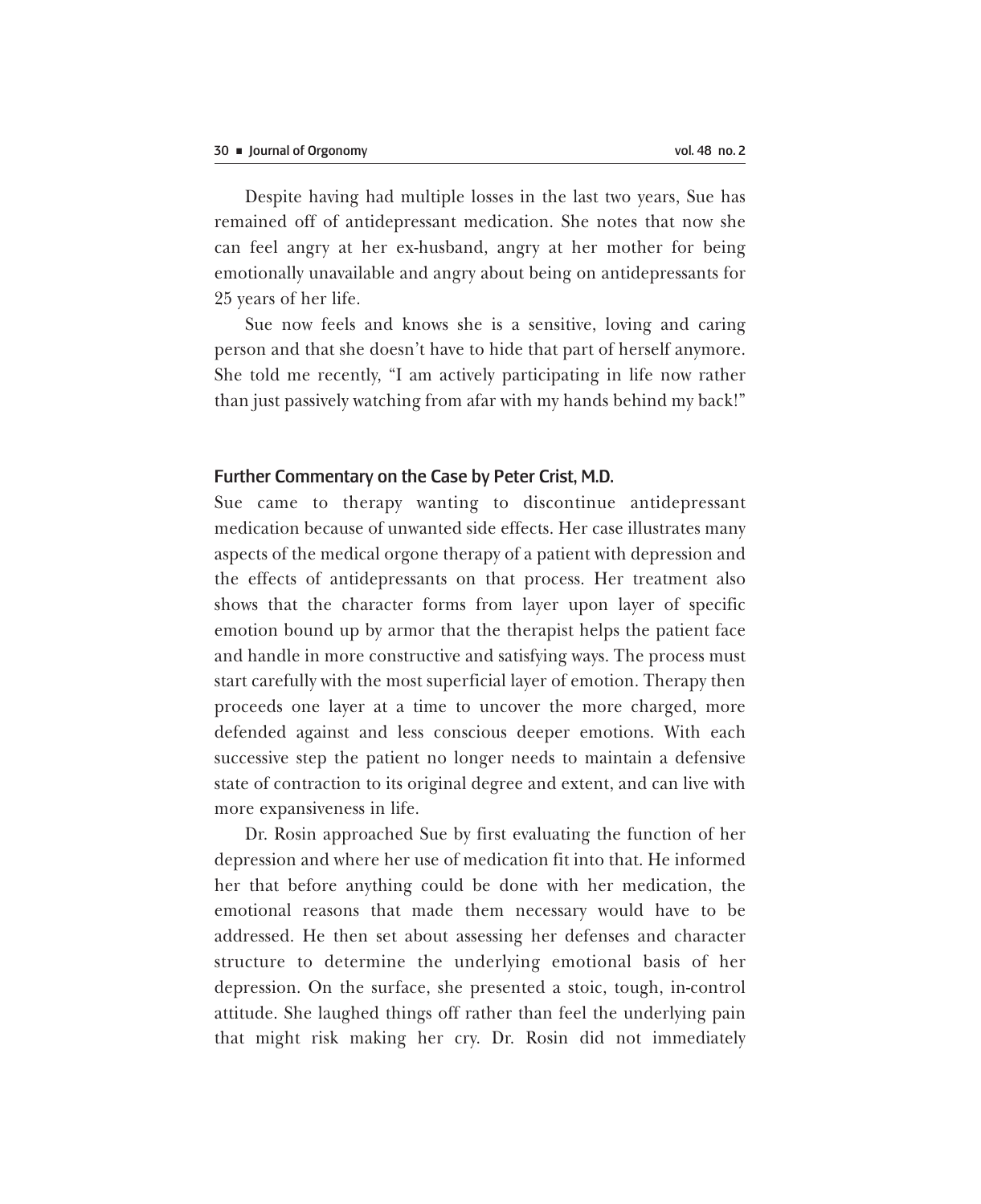Despite having had multiple losses in the last two years, Sue has remained off of antidepressant medication. She notes that now she can feel angry at her ex-husband, angry at her mother for being emotionally unavailable and angry about being on antidepressants for 25 years of her life.

Sue now feels and knows she is a sensitive, loving and caring person and that she doesn't have to hide that part of herself anymore. She told me recently, "I am actively participating in life now rather than just passively watching from afar with my hands behind my back!"

## Further Commentary on the Case by Peter Crist, M.D.

Sue came to therapy wanting to discontinue antidepressant medication because of unwanted side effects. Her case illustrates many aspects of the medical orgone therapy of a patient with depression and the effects of antidepressants on that process. Her treatment also shows that the character forms from layer upon layer of specific emotion bound up by armor that the therapist helps the patient face and handle in more constructive and satisfying ways. The process must start carefully with the most superficial layer of emotion. Therapy then proceeds one layer at a time to uncover the more charged, more defended against and less conscious deeper emotions. With each successive step the patient no longer needs to maintain a defensive state of contraction to its original degree and extent, and can live with more expansiveness in life.

Dr. Rosin approached Sue by first evaluating the function of her depression and where her use of medication fit into that. He informed her that before anything could be done with her medication, the emotional reasons that made them necessary would have to be addressed. He then set about assessing her defenses and character structure to determine the underlying emotional basis of her depression. On the surface, she presented a stoic, tough, in-control attitude. She laughed things off rather than feel the underlying pain that might risk making her cry. Dr. Rosin did not immediately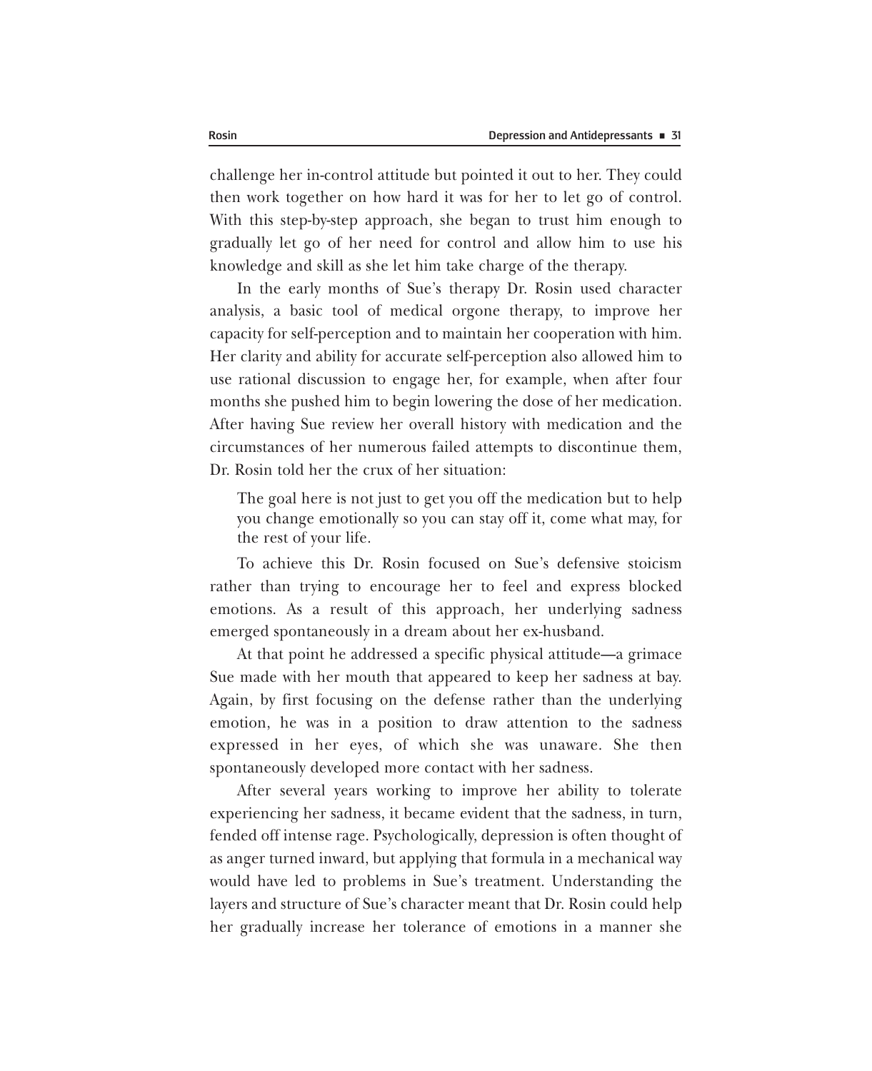challenge her in-control attitude but pointed it out to her. They could then work together on how hard it was for her to let go of control. With this step-by-step approach, she began to trust him enough to gradually let go of her need for control and allow him to use his knowledge and skill as she let him take charge of the therapy.

In the early months of Sue's therapy Dr. Rosin used character analysis, a basic tool of medical orgone therapy, to improve her capacity for self-perception and to maintain her cooperation with him. Her clarity and ability for accurate self-perception also allowed him to use rational discussion to engage her, for example, when after four months she pushed him to begin lowering the dose of her medication. After having Sue review her overall history with medication and the circumstances of her numerous failed attempts to discontinue them, Dr. Rosin told her the crux of her situation:

> The goal here is not just to get you off the medication but to help you change emotionally so you can stay off it, come what may, for the rest of your life.

To achieve this Dr. Rosin focused on Sue's defensive stoicism rather than trying to encourage her to feel and express blocked emotions. As a result of this approach, her underlying sadness emerged spontaneously in a dream about her ex-husband.

At that point he addressed a specific physical attitude—a grimace Sue made with her mouth that appeared to keep her sadness at bay. Again, by first focusing on the defense rather than the underlying emotion, he was in a position to draw attention to the sadness expressed in her eyes, of which she was unaware. She then spontaneously developed more contact with her sadness.

After several years working to improve her ability to tolerate experiencing her sadness, it became evident that the sadness, in turn, fended off intense rage. Psychologically, depression is often thought of as anger turned inward, but applying that formula in a mechanical way would have led to problems in Sue's treatment. Understanding the layers and structure of Sue's character meant that Dr. Rosin could help her gradually increase her tolerance of emotions in a manner she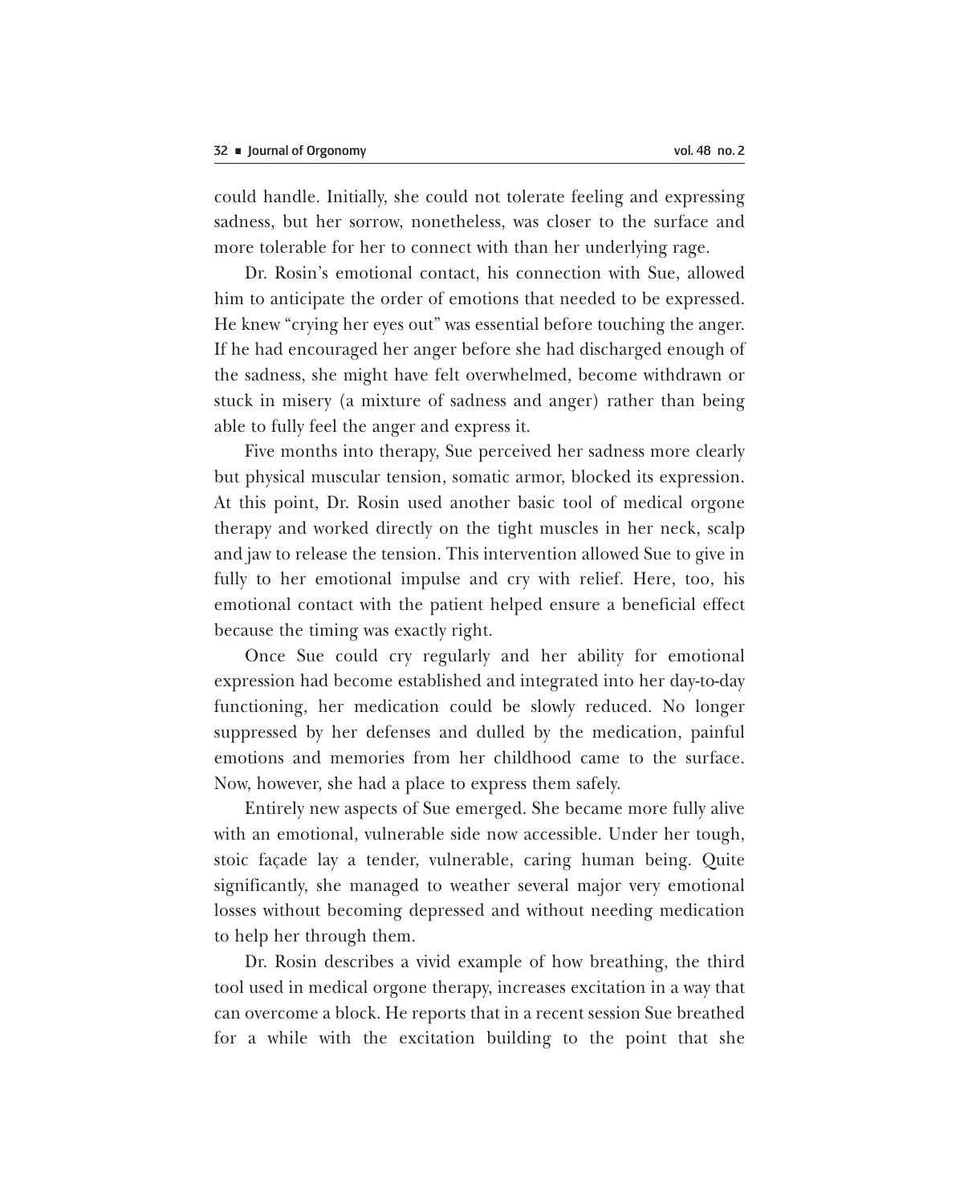could handle. Initially, she could not tolerate feeling and expressing sadness, but her sorrow, nonetheless, was closer to the surface and more tolerable for her to connect with than her underlying rage.

Dr. Rosin's emotional contact, his connection with Sue, allowed him to anticipate the order of emotions that needed to be expressed. He knew "crying her eyes out" was essential before touching the anger. If he had encouraged her anger before she had discharged enough of the sadness, she might have felt overwhelmed, become withdrawn or stuck in misery (a mixture of sadness and anger) rather than being able to fully feel the anger and express it.

Five months into therapy, Sue perceived her sadness more clearly but physical muscular tension, somatic armor, blocked its expression. At this point, Dr. Rosin used another basic tool of medical orgone therapy and worked directly on the tight muscles in her neck, scalp and jaw to release the tension. This intervention allowed Sue to give in fully to her emotional impulse and cry with relief. Here, too, his emotional contact with the patient helped ensure a beneficial effect because the timing was exactly right.

Once Sue could cry regularly and her ability for emotional expression had become established and integrated into her day-to-day functioning, her medication could be slowly reduced. No longer suppressed by her defenses and dulled by the medication, painful emotions and memories from her childhood came to the surface. Now, however, she had a place to express them safely.

Entirely new aspects of Sue emerged. She became more fully alive with an emotional, vulnerable side now accessible. Under her tough, stoic façade lay a tender, vulnerable, caring human being. Quite significantly, she managed to weather several major very emotional losses without becoming depressed and without needing medication to help her through them.

Dr. Rosin describes a vivid example of how breathing, the third tool used in medical orgone therapy, increases excitation in a way that can overcome a block. He reports that in a recent session Sue breathed for a while with the excitation building to the point that she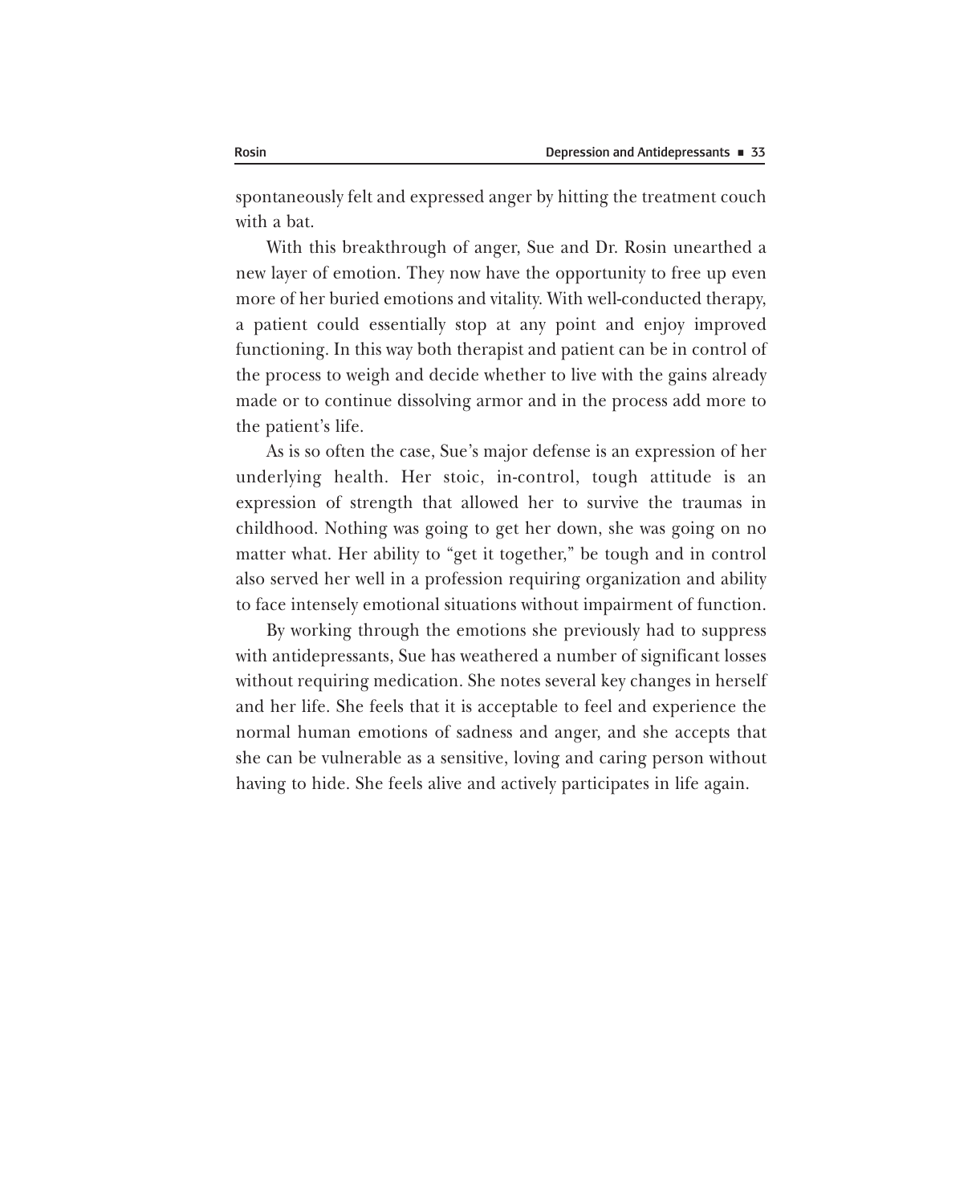spontaneously felt and expressed anger by hitting the treatment couch with a bat.

With this breakthrough of anger, Sue and Dr. Rosin unearthed a new layer of emotion. They now have the opportunity to free up even more of her buried emotions and vitality. With well-conducted therapy, a patient could essentially stop at any point and enjoy improved functioning. In this way both therapist and patient can be in control of the process to weigh and decide whether to live with the gains already made or to continue dissolving armor and in the process add more to the patient's life.

As is so often the case, Sue's major defense is an expression of her underlying health. Her stoic, in-control, tough attitude is an expression of strength that allowed her to survive the traumas in childhood. Nothing was going to get her down, she was going on no matter what. Her ability to "get it together," be tough and in control also served her well in a profession requiring organization and ability to face intensely emotional situations without impairment of function.

By working through the emotions she previously had to suppress with antidepressants, Sue has weathered a number of significant losses without requiring medication. She notes several key changes in herself and her life. She feels that it is acceptable to feel and experience the normal human emotions of sadness and anger, and she accepts that she can be vulnerable as a sensitive, loving and caring person without having to hide. She feels alive and actively participates in life again.